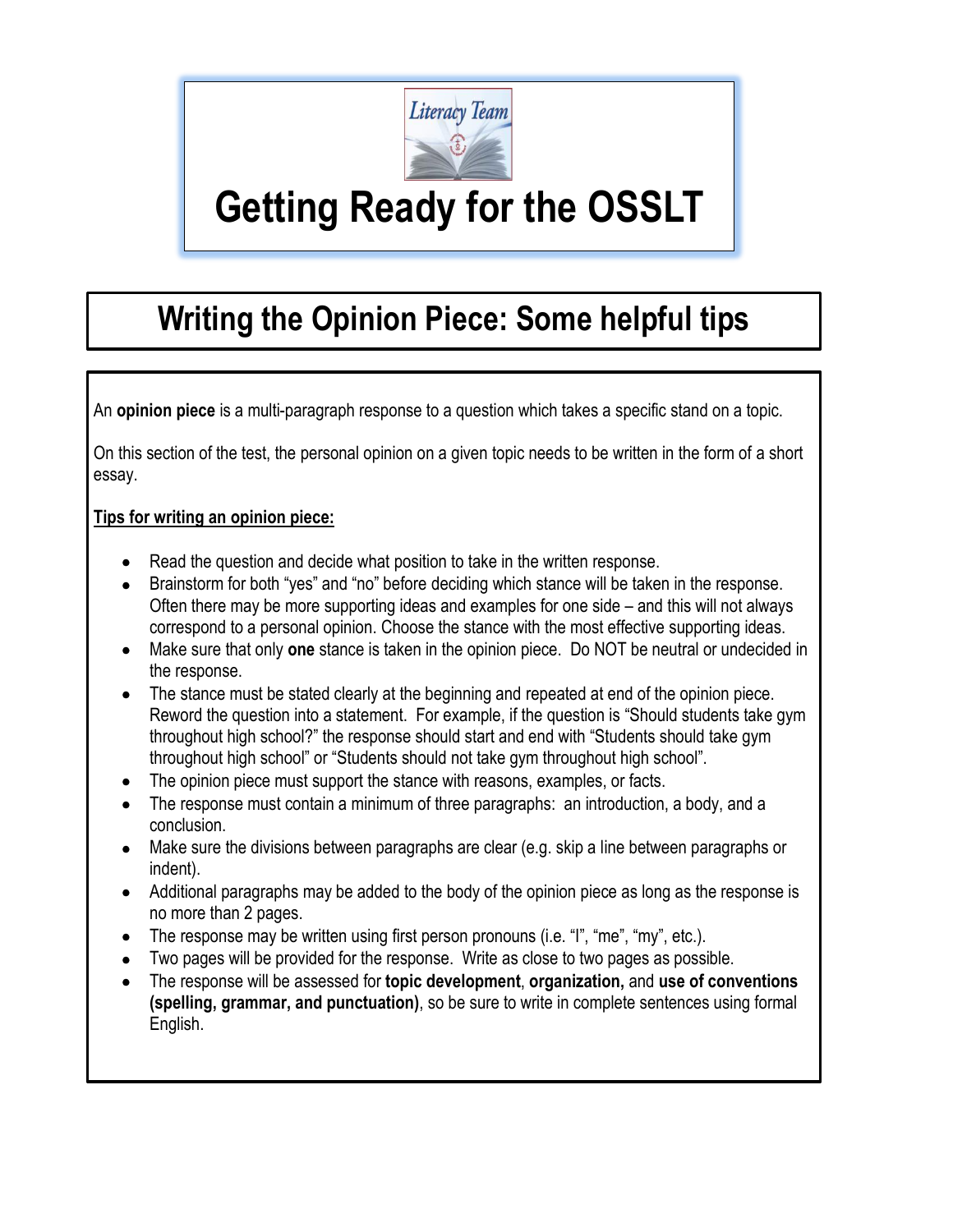Literacy Team

# Getting Ready for the OSSLT

## Writing the Opinion Piece: Some helpful tips

An **opinion piece** is a multi-paragraph response to a question which takes a specific stand on a topic.

On this section of the test, the personal opinion on a given topic needs to be written in the form of a short essay.

**Tips for writing an opinion piece:**

- Read the question and decide what position to take in the written response.
- Brainstorm for both "yes" and "no" before deciding which stance will be taken in the response. Often there may be more supporting ideas and examples for one side – and this will not always correspond to a personal opinion. Choose the stance with the most effective supporting ideas.
- Make sure that only **one** stance is taken in the opinion piece. Do NOT be neutral or undecided in the response.
- The stance must be stated clearly at the beginning and repeated at end of the opinion piece. Reword the question into a statement. For example, if the question is "Should students take gym throughout high school?" the response should start and end with "Students should take gym throughout high school" or "Students should not take gym throughout high school".
- The opinion piece must support the stance with reasons, examples, or facts.
- The response must contain a minimum of three paragraphs: an introduction, a body, and a conclusion.
- Make sure the divisions between paragraphs are clear (e.g. skip a line between paragraphs or indent).
- Additional paragraphs may be added to the body of the opinion piece as long as the response is no more than 2 pages.
- The response may be written using first person pronouns (i.e. "I", "me", "my", etc.).
- Two pages will be provided for the response. Write as close to two pages as possible.
- The response will be assessed for **topic development**, **organization,** and **use of conventions (spelling, grammar, and punctuation)**, so be sure to write in complete sentences using formal English.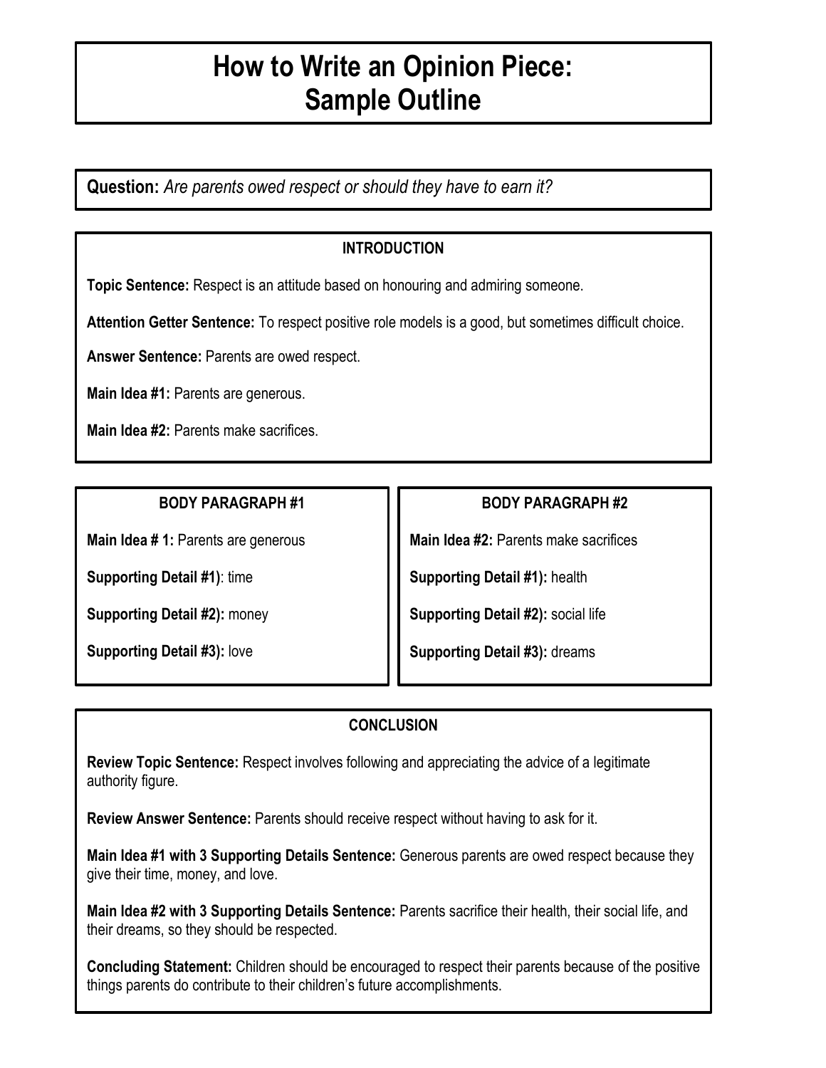# How to Write an Opinion Piece: Sample Outline

**Question:** *Are parents owed respect or should they have to earn it?*

### INTRODUCTION

**Topic Sentence:** Respect is an attitude based on honouring and admiring someone.

**Attention Getter Sentence:** To respect positive role models is a good, but sometimes difficult choice.

**Answer Sentence:** Parents are owed respect.

**Main Idea #1:** Parents are generous.

**Main Idea #2:** Parents make sacrifices.

### BODY PARAGRAPH #1

**Main Idea # 1:** Parents are generous

**Supporting Detail #1)**: time

**Supporting Detail #2):** money

**Supporting Detail #3):** love

### BODY PARAGRAPH #2

**Main Idea #2:** Parents make sacrifices

**Supporting Detail #1):** health

**Supporting Detail #2):** social life

**Supporting Detail #3):** dreams

### CONCLUSION

**Review Topic Sentence:** Respect involves following and appreciating the advice of a legitimate authority figure.

**Review Answer Sentence:** Parents should receive respect without having to ask for it.

**Main Idea #1 with 3 Supporting Details Sentence:** Generous parents are owed respect because they give their time, money, and love.

**Main Idea #2 with 3 Supporting Details Sentence:** Parents sacrifice their health, their social life, and their dreams, so they should be respected.

**Concluding Statement:** Children should be encouraged to respect their parents because of the positive things parents do contribute to their children's future accomplishments.